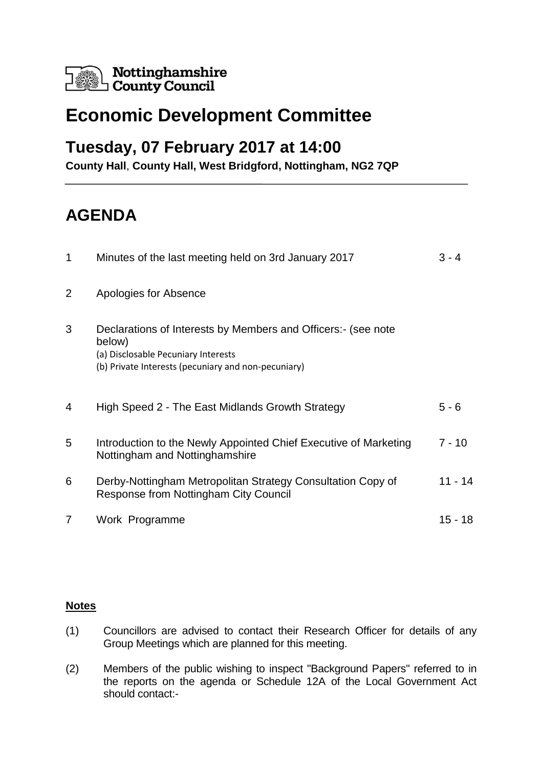Nottinghamshire County Council

# Economic Development Committee

## Tuesday, 07 February 2017 at 14:00

**County Hall, County Hall, West Bridgford, Nottingham, NG2 7QP**

# AGENDA

| | | |
|---|---|---|
| 1 | Minutes of the last meeting held on 3rd January 2017 | 3 - 4 |
| 2 | Apologies for Absence | |
| 3 | Declarations of Interests by Members and Officers:- (see note below)<br>(a) Disclosable Pecuniary Interests<br>(b) Private Interests (pecuniary and non-pecuniary) | |
| 4 | High Speed 2 - The East Midlands Growth Strategy | 5 - 6 |
| 5 | Introduction to the Newly Appointed Chief Executive of Marketing Nottingham and Nottinghamshire | 7 - 10 |
| 6 | Derby-Nottingham Metropolitan Strategy Consultation Copy of Response from Nottingham City Council | 11 - 14 |
| 7 | Work Programme | 15 - 18 |

**Notes**

(1) Councillors are advised to contact their Research Officer for details of any Group Meetings which are planned for this meeting.

(2) Members of the public wishing to inspect "Background Papers" referred to in the reports on the agenda or Schedule 12A of the Local Government Act should contact:-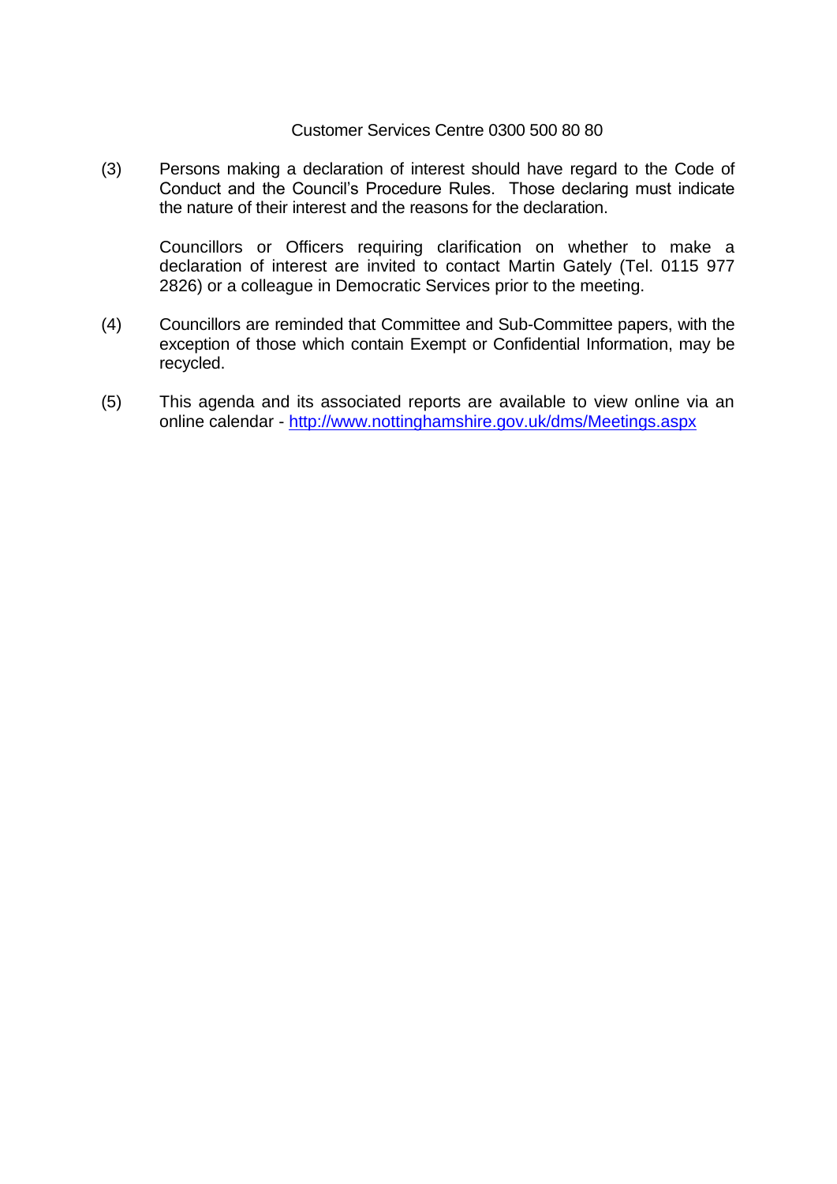Customer Services Centre 0300 500 80 80

(3) Persons making a declaration of interest should have regard to the Code of Conduct and the Council's Procedure Rules. Those declaring must indicate the nature of their interest and the reasons for the declaration.

Councillors or Officers requiring clarification on whether to make a declaration of interest are invited to contact Martin Gately (Tel. 0115 977 2826) or a colleague in Democratic Services prior to the meeting.

(4) Councillors are reminded that Committee and Sub-Committee papers, with the exception of those which contain Exempt or Confidential Information, may be recycled.

(5) This agenda and its associated reports are available to view online via an online calendar - [http://www.nottinghamshire.gov.uk/dms/Meetings.aspx](http://www.nottinghamshire.gov.uk/dms/Meetings.aspx)